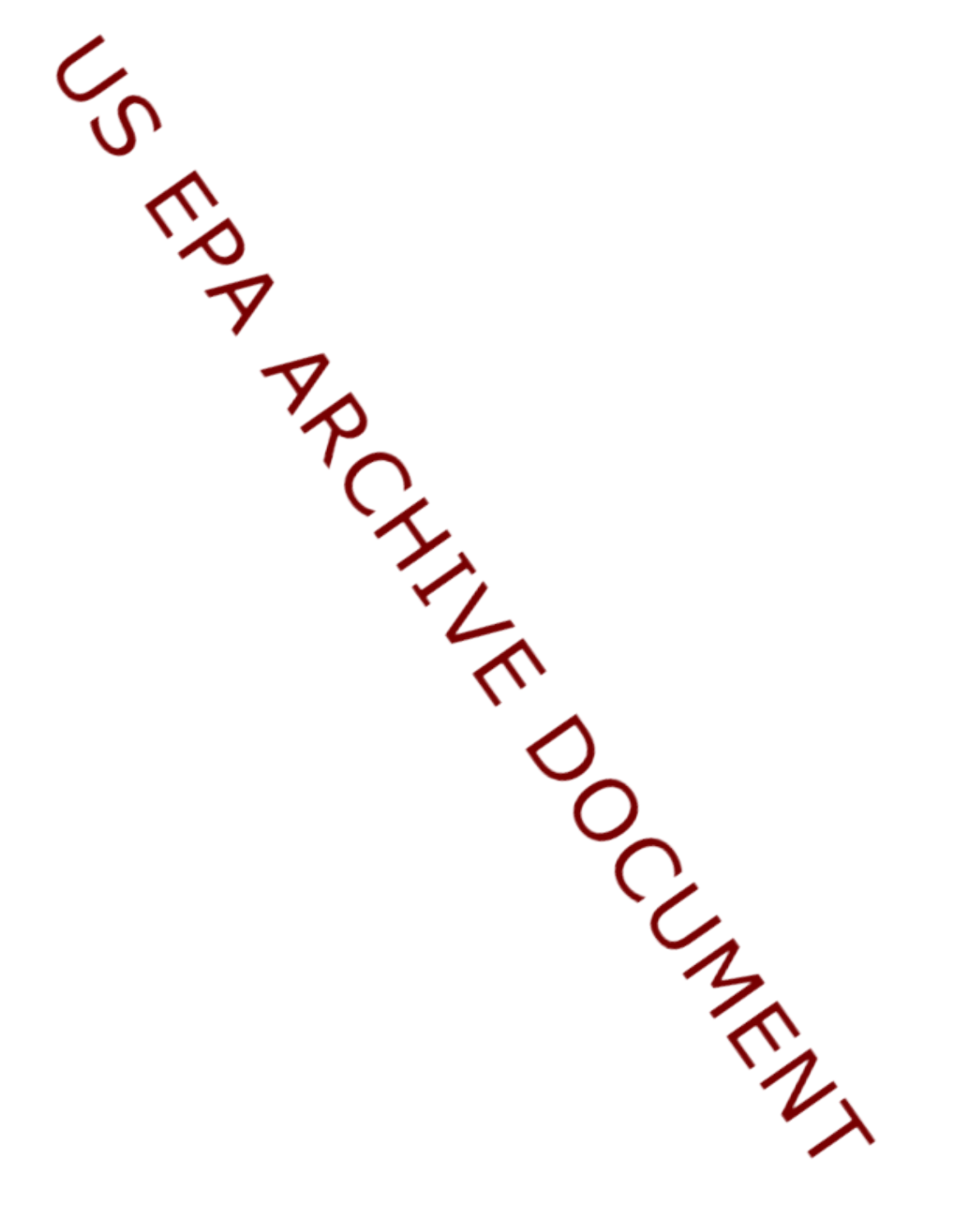US EPA ARCHIVE DOCUMENT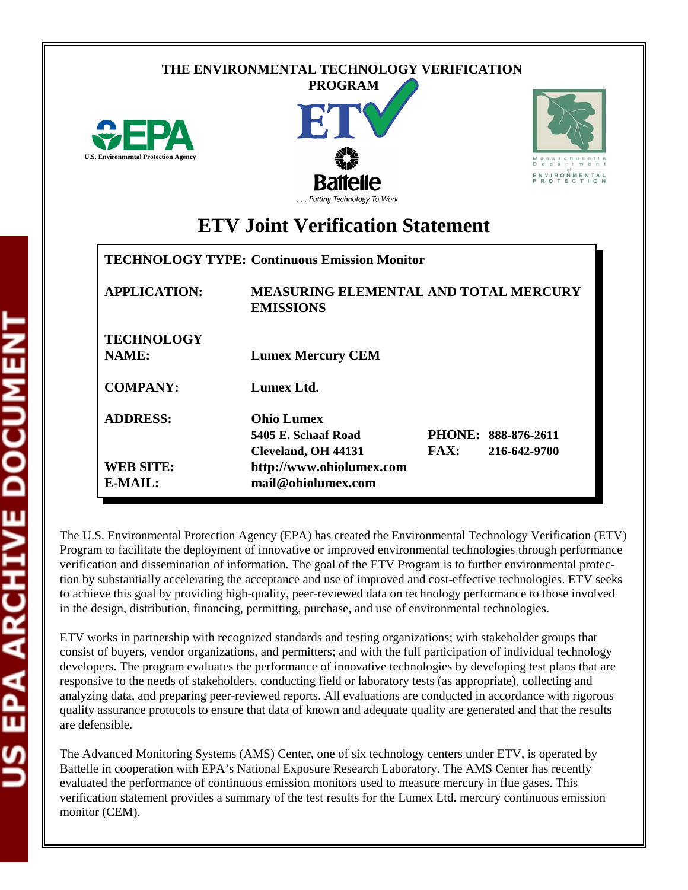THE ENVIRONMENTAL TECHNOLOGY VERIFICATION PROGRAM

# ETV Joint Verification Statement

| | |
|---|---|
| **TECHNOLOGY TYPE:** | **Continuous Emission Monitor** |
| **APPLICATION:** | **MEASURING ELEMENTAL AND TOTAL MERCURY EMISSIONS** |
| **TECHNOLOGY NAME:** | **Lumex Mercury CEM** |
| **COMPANY:** | **Lumex Ltd.** |
| **ADDRESS:** | **Ohio Lumex**<br>**5405 E. Schaaf Road**<br>**Cleveland, OH 44131** |
| **PHONE:** | **888-876-2611** |
| **FAX:** | **216-642-9700** |
| **WEB SITE:** | **http://www.ohiolumex.com** |
| **E-MAIL:** | **mail@ohiolumex.com** |

The U.S. Environmental Protection Agency (EPA) has created the Environmental Technology Verification (ETV) Program to facilitate the deployment of innovative or improved environmental technologies through performance verification and dissemination of information. The goal of the ETV Program is to further environmental protection by substantially accelerating the acceptance and use of improved and cost-effective technologies. ETV seeks to achieve this goal by providing high-quality, peer-reviewed data on technology performance to those involved in the design, distribution, financing, permitting, purchase, and use of environmental technologies.

ETV works in partnership with recognized standards and testing organizations; with stakeholder groups that consist of buyers, vendor organizations, and permitters; and with the full participation of individual technology developers. The program evaluates the performance of innovative technologies by developing test plans that are responsive to the needs of stakeholders, conducting field or laboratory tests (as appropriate), collecting and analyzing data, and preparing peer-reviewed reports. All evaluations are conducted in accordance with rigorous quality assurance protocols to ensure that data of known and adequate quality are generated and that the results are defensible.

The Advanced Monitoring Systems (AMS) Center, one of six technology centers under ETV, is operated by Battelle in cooperation with EPA's National Exposure Research Laboratory. The AMS Center has recently evaluated the performance of continuous emission monitors used to measure mercury in flue gases. This verification statement provides a summary of the test results for the Lumex Ltd. mercury continuous emission monitor (CEM).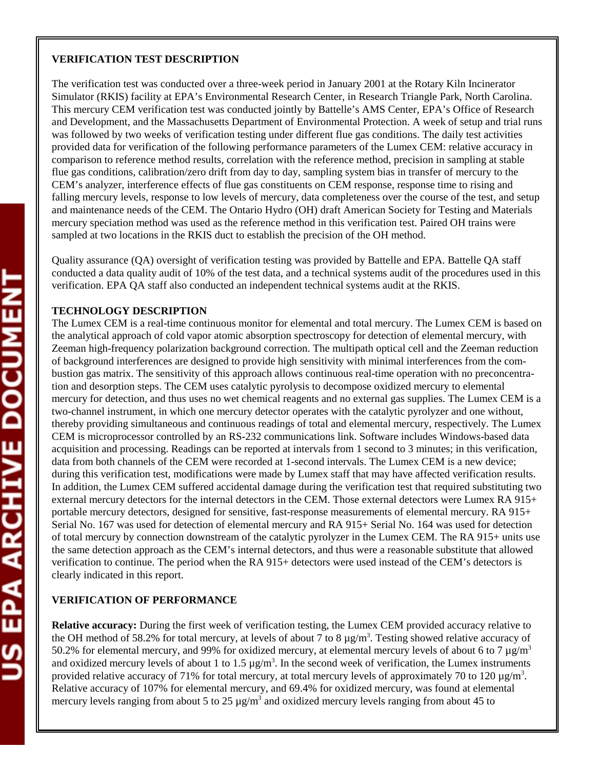**VERIFICATION TEST DESCRIPTION**

The verification test was conducted over a three-week period in January 2001 at the Rotary Kiln Incinerator Simulator (RKIS) facility at EPA's Environmental Research Center, in Research Triangle Park, North Carolina. This mercury CEM verification test was conducted jointly by Battelle's AMS Center, EPA's Office of Research and Development, and the Massachusetts Department of Environmental Protection. A week of setup and trial runs was followed by two weeks of verification testing under different flue gas conditions. The daily test activities provided data for verification of the following performance parameters of the Lumex CEM: relative accuracy in comparison to reference method results, correlation with the reference method, precision in sampling at stable flue gas conditions, calibration/zero drift from day to day, sampling system bias in transfer of mercury to the CEM's analyzer, interference effects of flue gas constituents on CEM response, response time to rising and falling mercury levels, response to low levels of mercury, data completeness over the course of the test, and setup and maintenance needs of the CEM. The Ontario Hydro (OH) draft American Society for Testing and Materials mercury speciation method was used as the reference method in this verification test. Paired OH trains were sampled at two locations in the RKIS duct to establish the precision of the OH method.

Quality assurance (QA) oversight of verification testing was provided by Battelle and EPA. Battelle QA staff conducted a data quality audit of 10% of the test data, and a technical systems audit of the procedures used in this verification. EPA QA staff also conducted an independent technical systems audit at the RKIS.

**TECHNOLOGY DESCRIPTION**

The Lumex CEM is a real-time continuous monitor for elemental and total mercury. The Lumex CEM is based on the analytical approach of cold vapor atomic absorption spectroscopy for detection of elemental mercury, with Zeeman high-frequency polarization background correction. The multipath optical cell and the Zeeman reduction of background interferences are designed to provide high sensitivity with minimal interferences from the combustion gas matrix. The sensitivity of this approach allows continuous real-time operation with no preconcentration and desorption steps. The CEM uses catalytic pyrolysis to decompose oxidized mercury to elemental mercury for detection, and thus uses no wet chemical reagents and no external gas supplies. The Lumex CEM is a two-channel instrument, in which one mercury detector operates with the catalytic pyrolyzer and one without, thereby providing simultaneous and continuous readings of total and elemental mercury, respectively. The Lumex CEM is microprocessor controlled by an RS-232 communications link. Software includes Windows-based data acquisition and processing. Readings can be reported at intervals from 1 second to 3 minutes; in this verification, data from both channels of the CEM were recorded at 1-second intervals. The Lumex CEM is a new device; during this verification test, modifications were made by Lumex staff that may have affected verification results. In addition, the Lumex CEM suffered accidental damage during the verification test that required substituting two external mercury detectors for the internal detectors in the CEM. Those external detectors were Lumex RA 915+ portable mercury detectors, designed for sensitive, fast-response measurements of elemental mercury. RA 915+ Serial No. 167 was used for detection of elemental mercury and RA 915+ Serial No. 164 was used for detection of total mercury by connection downstream of the catalytic pyrolyzer in the Lumex CEM. The RA 915+ units use the same detection approach as the CEM's internal detectors, and thus were a reasonable substitute that allowed verification to continue. The period when the RA 915+ detectors were used instead of the CEM's detectors is clearly indicated in this report.

**VERIFICATION OF PERFORMANCE**

**Relative accuracy:** During the first week of verification testing, the Lumex CEM provided accuracy relative to the OH method of 58.2% for total mercury, at levels of about 7 to 8 µg/m$^3$. Testing showed relative accuracy of 50.2% for elemental mercury, and 99% for oxidized mercury, at elemental mercury levels of about 6 to 7 µg/m$^3$ and oxidized mercury levels of about 1 to 1.5 µg/m$^3$. In the second week of verification, the Lumex instruments provided relative accuracy of 71% for total mercury, at total mercury levels of approximately 70 to 120 µg/m$^3$. Relative accuracy of 107% for elemental mercury, and 69.4% for oxidized mercury, was found at elemental mercury levels ranging from about 5 to 25 µg/m$^3$ and oxidized mercury levels ranging from about 45 to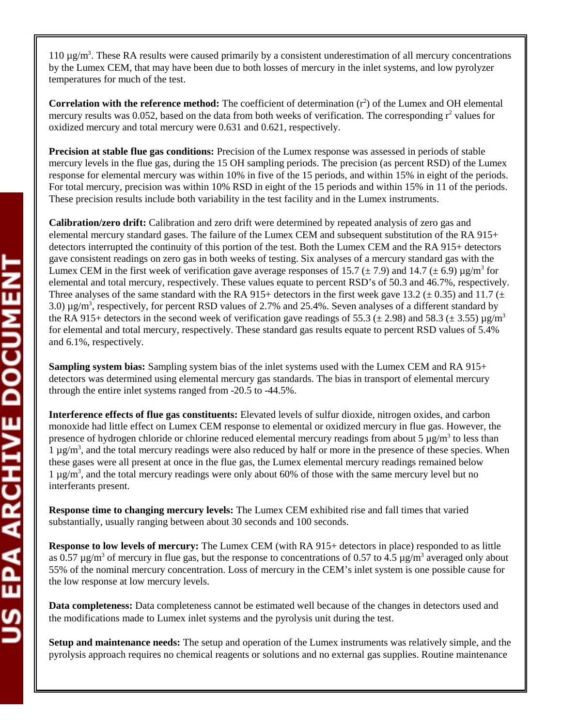110 µg/m$^3$. These RA results were caused primarily by a consistent underestimation of all mercury concentrations by the Lumex CEM, that may have been due to both losses of mercury in the inlet systems, and low pyrolyzer temperatures for much of the test.

**Correlation with the reference method:** The coefficient of determination ($r^2$) of the Lumex and OH elemental mercury results was 0.052, based on the data from both weeks of verification. The corresponding $r^2$ values for oxidized mercury and total mercury were 0.631 and 0.621, respectively.

**Precision at stable flue gas conditions:** Precision of the Lumex response was assessed in periods of stable mercury levels in the flue gas, during the 15 OH sampling periods. The precision (as percent RSD) of the Lumex response for elemental mercury was within 10% in five of the 15 periods, and within 15% in eight of the periods. For total mercury, precision was within 10% RSD in eight of the 15 periods and within 15% in 11 of the periods. These precision results include both variability in the test facility and in the Lumex instruments.

**Calibration/zero drift:** Calibration and zero drift were determined by repeated analysis of zero gas and elemental mercury standard gases. The failure of the Lumex CEM and subsequent substitution of the RA 915+ detectors interrupted the continuity of this portion of the test. Both the Lumex CEM and the RA 915+ detectors gave consistent readings on zero gas in both weeks of testing. Six analyses of a mercury standard gas with the Lumex CEM in the first week of verification gave average responses of 15.7 (± 7.9) and 14.7 (± 6.9) µg/m$^3$ for elemental and total mercury, respectively. These values equate to percent RSD's of 50.3 and 46.7%, respectively. Three analyses of the same standard with the RA 915+ detectors in the first week gave 13.2 (± 0.35) and 11.7 (± 3.0) µg/m$^3$, respectively, for percent RSD values of 2.7% and 25.4%. Seven analyses of a different standard by the RA 915+ detectors in the second week of verification gave readings of 55.3 (± 2.98) and 58.3 (± 3.55) µg/m$^3$ for elemental and total mercury, respectively. These standard gas results equate to percent RSD values of 5.4% and 6.1%, respectively.

**Sampling system bias:** Sampling system bias of the inlet systems used with the Lumex CEM and RA 915+ detectors was determined using elemental mercury gas standards. The bias in transport of elemental mercury through the entire inlet systems ranged from -20.5 to -44.5%.

**Interference effects of flue gas constituents:** Elevated levels of sulfur dioxide, nitrogen oxides, and carbon monoxide had little effect on Lumex CEM response to elemental or oxidized mercury in flue gas. However, the presence of hydrogen chloride or chlorine reduced elemental mercury readings from about 5 µg/m$^3$ to less than 1 µg/m$^3$, and the total mercury readings were also reduced by half or more in the presence of these species. When these gases were all present at once in the flue gas, the Lumex elemental mercury readings remained below 1 µg/m$^3$, and the total mercury readings were only about 60% of those with the same mercury level but no interferants present.

**Response time to changing mercury levels:** The Lumex CEM exhibited rise and fall times that varied substantially, usually ranging between about 30 seconds and 100 seconds.

**Response to low levels of mercury:** The Lumex CEM (with RA 915+ detectors in place) responded to as little as 0.57 µg/m$^3$ of mercury in flue gas, but the response to concentrations of 0.57 to 4.5 µg/m$^3$ averaged only about 55% of the nominal mercury concentration. Loss of mercury in the CEM's inlet system is one possible cause for the low response at low mercury levels.

**Data completeness:** Data completeness cannot be estimated well because of the changes in detectors used and the modifications made to Lumex inlet systems and the pyrolysis unit during the test.

**Setup and maintenance needs:** The setup and operation of the Lumex instruments was relatively simple, and the pyrolysis approach requires no chemical reagents or solutions and no external gas supplies. Routine maintenance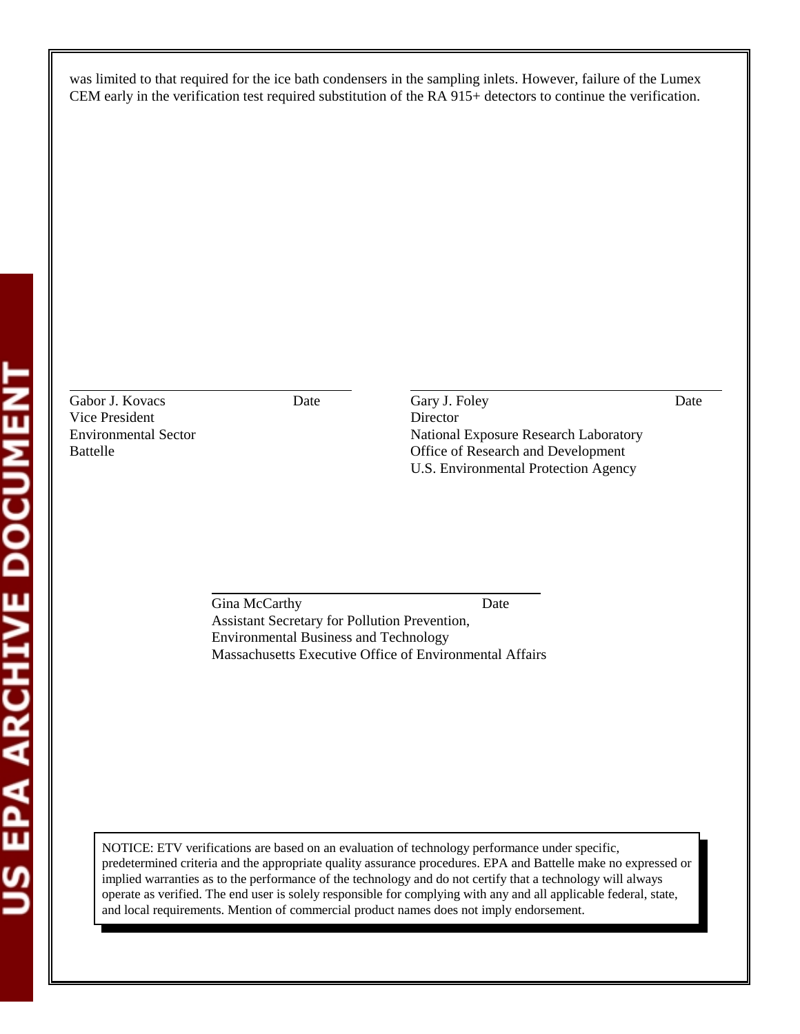was limited to that required for the ice bath condensers in the sampling inlets. However, failure of the Lumex CEM early in the verification test required substitution of the RA 915+ detectors to continue the verification.

| | | | |
|---|---|---|---|
| Gabor J. Kovacs<br>Vice President<br>Environmental Sector<br>Battelle | Date | Gary J. Foley<br>Director<br>National Exposure Research Laboratory<br>Office of Research and Development<br>U.S. Environmental Protection Agency | Date |

Gina McCarthy — Date
Assistant Secretary for Pollution Prevention,
Environmental Business and Technology
Massachusetts Executive Office of Environmental Affairs

NOTICE: ETV verifications are based on an evaluation of technology performance under specific, predetermined criteria and the appropriate quality assurance procedures. EPA and Battelle make no expressed or implied warranties as to the performance of the technology and do not certify that a technology will always operate as verified. The end user is solely responsible for complying with any and all applicable federal, state, and local requirements. Mention of commercial product names does not imply endorsement.